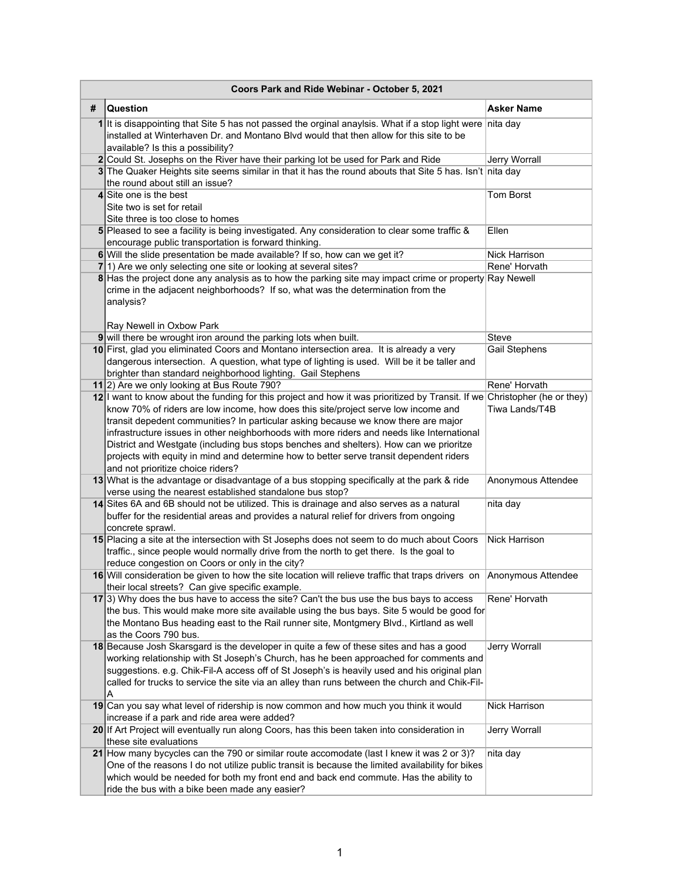| Coors Park and Ride Webinar - October 5, 2021 | | |
|---|---|---|
| **#** | **Question** | **Asker Name** |
| **1** | It is disappointing that Site 5 has not passed the orginal anaylsis. What if a stop light were installed at Winterhaven Dr. and Montano Blvd would that then allow for this site to be available? Is this a possibility? | nita day |
| **2** | Could St. Josephs on the River have their parking lot be used for Park and Ride | Jerry Worrall |
| **3** | The Quaker Heights site seems similar in that it has the round abouts that Site 5 has. Isn't the round about still an issue? | nita day |
| **4** | Site one is the best<br>Site two is set for retail<br>Site three is too close to homes | Tom Borst |
| **5** | Pleased to see a facility is being investigated. Any consideration to clear some traffic & encourage public transportation is forward thinking. | Ellen |
| **6** | Will the slide presentation be made available? If so, how can we get it? | Nick Harrison |
| **7** | 1) Are we only selecting one site or looking at several sites? | Rene' Horvath |
| **8** | Has the project done any analysis as to how the parking site may impact crime or property crime in the adjacent neighborhoods? If so, what was the determination from the analysis?<br><br>Ray Newell in Oxbow Park | Ray Newell |
| **9** | will there be wrought iron around the parking lots when built. | Steve |
| **10** | First, glad you eliminated Coors and Montano intersection area. It is already a very dangerous intersection. A question, what type of lighting is used. Will be it be taller and brighter than standard neighborhood lighting. Gail Stephens | Gail Stephens |
| **11** | 2) Are we only looking at Bus Route 790? | Rene' Horvath |
| **12** | I want to know about the funding for this project and how it was prioritized by Transit. If we know 70% of riders are low income, how does this site/project serve low income and transit depedent communities? In particular asking because we know there are major infrastructure issues in other neighborhoods with more riders and needs like International District and Westgate (including bus stops benches and shelters). How can we prioritze projects with equity in mind and determine how to better serve transit dependent riders and not prioritize choice riders? | Christopher (he or they) Tiwa Lands/T4B |
| **13** | What is the advantage or disadvantage of a bus stopping specifically at the park & ride verse using the nearest established standalone bus stop? | Anonymous Attendee |
| **14** | Sites 6A and 6B should not be utilized. This is drainage and also serves as a natural buffer for the residential areas and provides a natural relief for drivers from ongoing concrete sprawl. | nita day |
| **15** | Placing a site at the intersection with St Josephs does not seem to do much about Coors traffic., since people would normally drive from the north to get there. Is the goal to reduce congestion on Coors or only in the city? | Nick Harrison |
| **16** | Will consideration be given to how the site location will relieve traffic that traps drivers on their local streets? Can give specific example. | Anonymous Attendee |
| **17** | 3) Why does the bus have to access the site? Can't the bus use the bus bays to access the bus. This would make more site available using the bus bays. Site 5 would be good for the Montano Bus heading east to the Rail runner site, Montgmery Blvd., Kirtland as well as the Coors 790 bus. | Rene' Horvath |
| **18** | Because Josh Skarsgard is the developer in quite a few of these sites and has a good working relationship with St Joseph's Church, has he been approached for comments and suggestions. e.g. Chik-Fil-A access off of St Joseph's is heavily used and his original plan called for trucks to service the site via an alley than runs between the church and Chik-Fil-A | Jerry Worrall |
| **19** | Can you say what level of ridership is now common and how much you think it would increase if a park and ride area were added? | Nick Harrison |
| **20** | If Art Project will eventually run along Coors, has this been taken into consideration in these site evaluations | Jerry Worrall |
| **21** | How many bycycles can the 790 or similar route accomodate (last I knew it was 2 or 3)? One of the reasons I do not utilize public transit is because the limited availability for bikes which would be needed for both my front end and back end commute. Has the ability to ride the bus with a bike been made any easier? | nita day |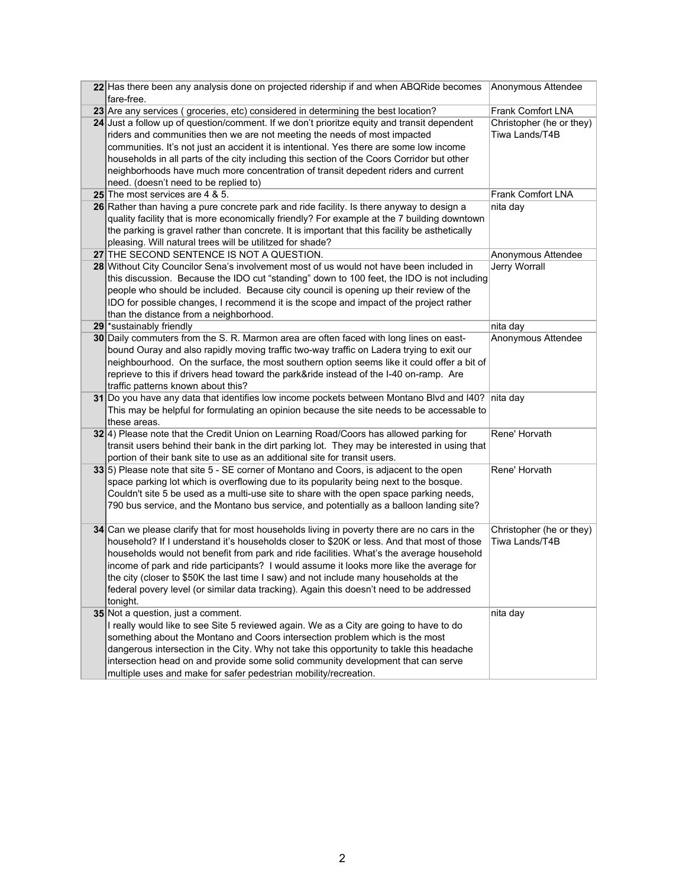| | | |
|---|---|---|
| 22 | Has there been any analysis done on projected ridership if and when ABQRide becomes fare-free. | Anonymous Attendee |
| 23 | Are any services ( groceries, etc) considered in determining the best location? | Frank Comfort LNA |
| 24 | Just a follow up of question/comment. If we don't prioritze equity and transit dependent riders and communities then we are not meeting the needs of most impacted communities. It's not just an accident it is intentional. Yes there are some low income households in all parts of the city including this section of the Coors Corridor but other neighborhoods have much more concentration of transit depedent riders and current need. (doesn't need to be replied to) | Christopher (he or they) Tiwa Lands/T4B |
| 25 | The most services are 4 & 5. | Frank Comfort LNA |
| 26 | Rather than having a pure concrete park and ride facility. Is there anyway to design a quality facility that is more economically friendly? For example at the 7 building downtown the parking is gravel rather than concrete. It is important that this facility be asthetically pleasing. Will natural trees will be utilitzed for shade? | nita day |
| 27 | THE SECOND SENTENCE IS NOT A QUESTION. | Anonymous Attendee |
| 28 | Without City Councilor Sena's involvement most of us would not have been included in this discussion. Because the IDO cut "standing" down to 100 feet, the IDO is not including people who should be included. Because city council is opening up their review of the IDO for possible changes, I recommend it is the scope and impact of the project rather than the distance from a neighborhood. | Jerry Worrall |
| 29 | *sustainably friendly | nita day |
| 30 | Daily commuters from the S. R. Marmon area are often faced with long lines on east-bound Ouray and also rapidly moving traffic two-way traffic on Ladera trying to exit our neighbourhood. On the surface, the most southern option seems like it could offer a bit of reprieve to this if drivers head toward the park&ride instead of the I-40 on-ramp. Are traffic patterns known about this? | Anonymous Attendee |
| 31 | Do you have any data that identifies low income pockets between Montano Blvd and I40? This may be helpful for formulating an opinion because the site needs to be accessable to these areas. | nita day |
| 32 | 4) Please note that the Credit Union on Learning Road/Coors has allowed parking for transit users behind their bank in the dirt parking lot. They may be interested in using that portion of their bank site to use as an additional site for transit users. | Rene' Horvath |
| 33 | 5) Please note that site 5 - SE corner of Montano and Coors, is adjacent to the open space parking lot which is overflowing due to its popularity being next to the bosque. Couldn't site 5 be used as a multi-use site to share with the open space parking needs, 790 bus service, and the Montano bus service, and potentially as a balloon landing site? | Rene' Horvath |
| 34 | Can we please clarify that for most households living in poverty there are no cars in the household? If I understand it's households closer to $20K or less. And that most of those households would not benefit from park and ride facilities. What's the average household income of park and ride participants? I would assume it looks more like the average for the city (closer to $50K the last time I saw) and not include many households at the federal povery level (or similar data tracking). Again this doesn't need to be addressed tonight. | Christopher (he or they) Tiwa Lands/T4B |
| 35 | Not a question, just a comment.<br>I really would like to see Site 5 reviewed again. We as a City are going to have to do something about the Montano and Coors intersection problem which is the most dangerous intersection in the City. Why not take this opportunity to takle this headache intersection head on and provide some solid community development that can serve multiple uses and make for safer pedestrian mobility/recreation. | nita day |